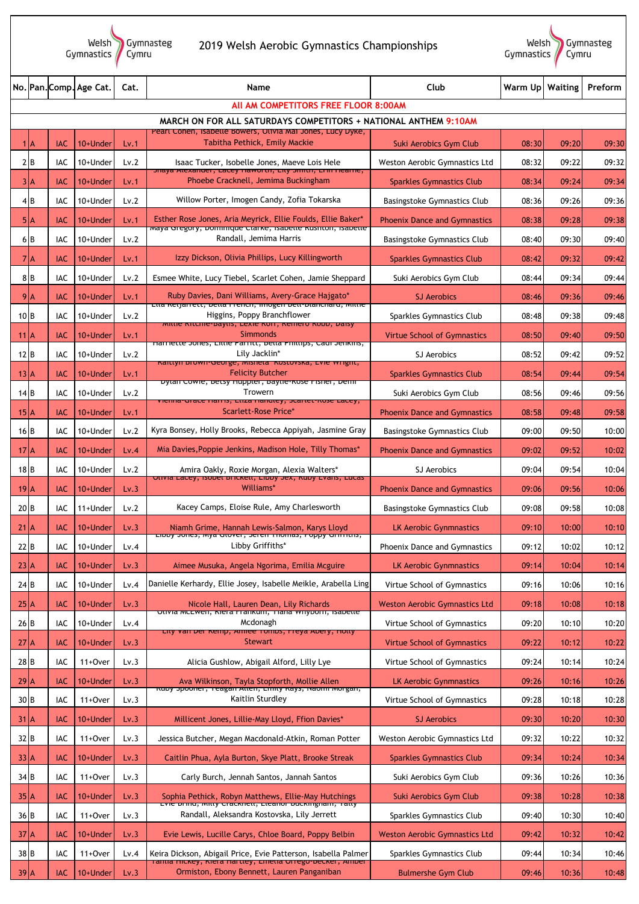# 2019 Welsh Aerobic Gymnastics Championships

| No. | Pan. | Comp. | Age Cat. | Cat. | Name | Club | Warm Up | Waiting | Preform |
|---|---|---|---|---|---|---|---|---|---|
| | | | | | All AM COMPETITORS FREE FLOOR 8:00AM | | | | |
| | | | | | MARCH ON FOR ALL SATURDAYS COMPETITORS + NATIONAL ANTHEM 9:10AM | | | | |
| 1 | A | IAC | 10+Under | Lv.1 | Pearl Cohen, Isabelle Bowers, Olivia Mai Jones, Lucy Dyke, Tabitha Pethick, Emily Mackie | Suki Aerobics Gym Club | 08:30 | 09:20 | 09:30 |
| 2 | B | IAC | 10+Under | Lv.2 | Isaac Tucker, Isobelle Jones, Maeve Lois Hele | Weston Aerobic Gymnastics Ltd | 08:32 | 09:22 | 09:32 |
| 3 | A | IAC | 10+Under | Lv.1 | Shaya Alexander, Lacey Haworth, Elly Smith, Erin Hearne, Phoebe Cracknell, Jemima Buckingham | Sparkles Gymnastics Club | 08:34 | 09:24 | 09:34 |
| 4 | B | IAC | 10+Under | Lv.2 | Willow Porter, Imogen Candy, Zofia Tokarska | Basingstoke Gymnastics Club | 08:36 | 09:26 | 09:36 |
| 5 | A | IAC | 10+Under | Lv.1 | Esther Rose Jones, Aria Meyrick, Ellie Foulds, Ellie Baker* | Phoenix Dance and Gymnastics | 08:38 | 09:28 | 09:38 |
| 6 | B | IAC | 10+Under | Lv.2 | Maya Gregory, Dominique Clarke, Isabelle Rushton, Isabelle Randall, Jemima Harris | Basingstoke Gymnastics Club | 08:40 | 09:30 | 09:40 |
| 7 | A | IAC | 10+Under | Lv.1 | Izzy Dickson, Olivia Phillips, Lucy Killingworth | Sparkles Gymnastics Club | 08:42 | 09:32 | 09:42 |
| 8 | B | IAC | 10+Under | Lv.2 | Esmee White, Lucy Tiebel, Scarlet Cohen, Jamie Sheppard | Suki Aerobics Gym Club | 08:44 | 09:34 | 09:44 |
| 9 | A | IAC | 10+Under | Lv.1 | Ruby Davies, Dani Williams, Avery-Grace Hajgato* | SJ Aerobics | 08:46 | 09:36 | 09:46 |
| 10 | B | IAC | 10+Under | Lv.2 | Etta Kerjarrett, Bella French, Imogen Bell-Blanchard, Millie Higgins, Poppy Branchflower | Sparkles Gymnastics Club | 08:48 | 09:38 | 09:48 |
| 11 | A | IAC | 10+Under | Lv.1 | Millie Ritchie-Baylis, Lexie Kerr, Remero Robb, Daisy Simmonds | Virtue School of Gymnastics | 08:50 | 09:40 | 09:50 |
| 12 | B | IAC | 10+Under | Lv.2 | Harriette Jones, Lillie Parritt, Bella Phillips, Cadi Jenkins, Lily Jacklin* | SJ Aerobics | 08:52 | 09:42 | 09:52 |
| 13 | A | IAC | 10+Under | Lv.1 | Kaitlyn Brown-George, Mishela Kostovska, Evie Wright, Felicity Butcher | Sparkles Gymnastics Club | 08:54 | 09:44 | 09:54 |
| 14 | B | IAC | 10+Under | Lv.2 | Dylan Cowie, Betsy Huppler, Baylie-Rose Fisher, Demi Trowern | Suki Aerobics Gym Club | 08:56 | 09:46 | 09:56 |
| 15 | A | IAC | 10+Under | Lv.1 | Vienna-Grace Harris, Eliza Handley, Scarlet-Rose Lacey, Scarlett-Rose Price* | Phoenix Dance and Gymnastics | 08:58 | 09:48 | 09:58 |
| 16 | B | IAC | 10+Under | Lv.2 | Kyra Bonsey, Holly Brooks, Rebecca Appiyah, Jasmine Gray | Basingstoke Gymnastics Club | 09:00 | 09:50 | 10:00 |
| 17 | A | IAC | 10+Under | Lv.4 | Mia Davies,Poppie Jenkins, Madison Hole, Tilly Thomas* | Phoenix Dance and Gymnastics | 09:02 | 09:52 | 10:02 |
| 18 | B | IAC | 10+Under | Lv.2 | Amira Oakly, Roxie Morgan, Alexia Walters* | SJ Aerobics | 09:04 | 09:54 | 10:04 |
| 19 | A | IAC | 10+Under | Lv.3 | Olivia Lacey, Isobel Brickell, Libby Jex, Ruby Evans, Lucas Williams* | Phoenix Dance and Gymnastics | 09:06 | 09:56 | 10:06 |
| 20 | B | IAC | 11+Under | Lv.2 | Kacey Camps, Eloise Rule, Amy Charlesworth | Basingstoke Gymnastics Club | 09:08 | 09:58 | 10:08 |
| 21 | A | IAC | 10+Under | Lv.3 | Niamh Grime, Hannah Lewis-Salmon, Karys Lloyd | LK Aerobic Gynmnastics | 09:10 | 10:00 | 10:10 |
| 22 | B | IAC | 10+Under | Lv.4 | Libby Jones, Mya Glover, Seren Thomas, Poppy Griffiths, Libby Griffiths* | Phoenix Dance and Gymnastics | 09:12 | 10:02 | 10:12 |
| 23 | A | IAC | 10+Under | Lv.3 | Aimee Musuka, Angela Ngorima, Emilia Mcguire | LK Aerobic Gynmnastics | 09:14 | 10:04 | 10:14 |
| 24 | B | IAC | 10+Under | Lv.4 | Danielle Kerhardy, Ellie Josey, Isabelle Meikle, Arabella Ling | Virtue School of Gymnastics | 09:16 | 10:06 | 10:16 |
| 25 | A | IAC | 10+Under | Lv.3 | Nicole Hall, Lauren Dean, Lily Richards | Weston Aerobic Gymnastics Ltd | 09:18 | 10:08 | 10:18 |
| 26 | B | IAC | 10+Under | Lv.4 | Olivia McEwen, Kiera Frankum, Tiana Whyborn, Isabelle Mcdonagh | Virtue School of Gymnastics | 09:20 | 10:10 | 10:20 |
| 27 | A | IAC | 10+Under | Lv.3 | Lily Van Der Kemp, Amiee Tombs, Freya Abery, Holly Stewart | Virtue School of Gymnastics | 09:22 | 10:12 | 10:22 |
| 28 | B | IAC | 11+Over | Lv.3 | Alicia Gushlow, Abigail Alford, Lilly Lye | Virtue School of Gymnastics | 09:24 | 10:14 | 10:24 |
| 29 | A | IAC | 10+Under | Lv.3 | Ava Wilkinson, Tayla Stopforth, Mollie Allen | LK Aerobic Gynmnastics | 09:26 | 10:16 | 10:26 |
| 30 | B | IAC | 11+Over | Lv.3 | Ruby Spooner, Teagan Allen, Emily Rays, Naomi Morgan, Kaitlin Sturdley | Virtue School of Gymnastics | 09:28 | 10:18 | 10:28 |
| 31 | A | IAC | 10+Under | Lv.3 | Millicent Jones, Lillie-May Lloyd, Ffion Davies* | SJ Aerobics | 09:30 | 10:20 | 10:30 |
| 32 | B | IAC | 11+Over | Lv.3 | Jessica Butcher, Megan Macdonald-Atkin, Roman Potter | Weston Aerobic Gymnastics Ltd | 09:32 | 10:22 | 10:32 |
| 33 | A | IAC | 10+Under | Lv.3 | Caitlin Phua, Ayla Burton, Skye Platt, Brooke Streak | Sparkles Gymnastics Club | 09:34 | 10:24 | 10:34 |
| 34 | B | IAC | 11+Over | Lv.3 | Carly Burch, Jennah Santos, Jannah Santos | Suki Aerobics Gym Club | 09:36 | 10:26 | 10:36 |
| 35 | A | IAC | 10+Under | Lv.3 | Sophia Pethick, Robyn Matthews, Ellie-May Hutchings | Suki Aerobics Gym Club | 09:38 | 10:28 | 10:38 |
| 36 | B | IAC | 11+Over | Lv.3 | Evie Brind, Milly Cracknell, Eleanor Buckingham, Tally Randall, Aleksandra Kostovska, Lily Jerrett | Sparkles Gymnastics Club | 09:40 | 10:30 | 10:40 |
| 37 | A | IAC | 10+Under | Lv.3 | Evie Lewis, Lucille Carys, Chloe Board, Poppy Belbin | Weston Aerobic Gymnastics Ltd | 09:42 | 10:32 | 10:42 |
| 38 | B | IAC | 11+Over | Lv.4 | Keira Dickson, Abigail Price, Evie Patterson, Isabella Palmer | Sparkles Gymnastics Club | 09:44 | 10:34 | 10:46 |
| 39 | A | IAC | 10+Under | Lv.3 | Tahlia Hickey, Kiera Hartley, Emelia Orrego-Becker, Amber Ormiston, Ebony Bennett, Lauren Panganiban | Bulmershe Gym Club | 09:46 | 10:36 | 10:48 |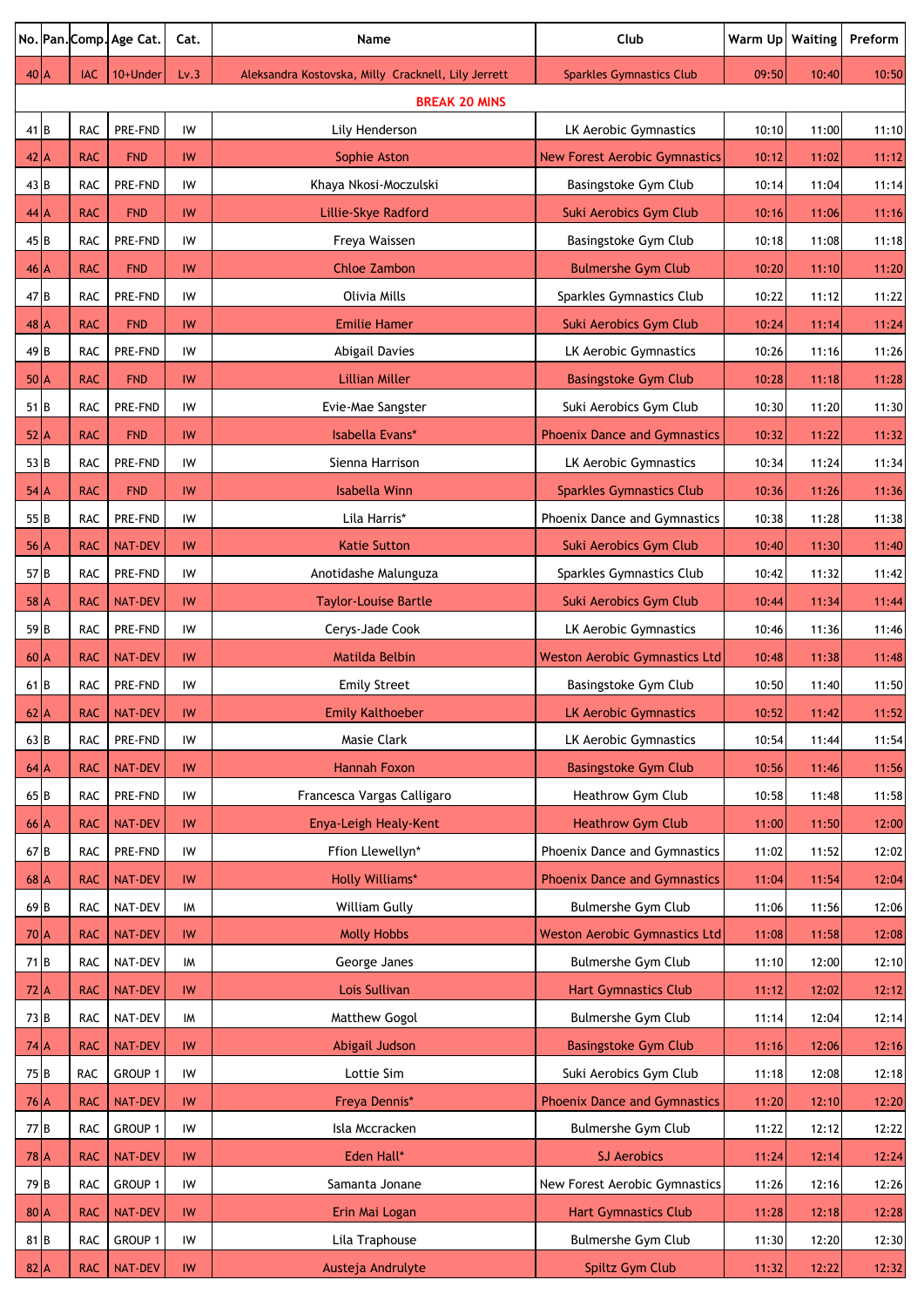| No. | Pan. | Comp. | Age Cat. | Cat. | Name | Club | Warm Up | Waiting | Preform |
|---|---|---|---|---|---|---|---|---|---|
| 40 | A | IAC | 10+Under | Lv.3 | Aleksandra Kostovska, Milly Cracknell, Lily Jerrett | Sparkles Gymnastics Club | 09:50 | 10:40 | 10:50 |
| BREAK 20 MINS | | | | | | | | | |
| 41 | B | RAC | PRE-FND | IW | Lily Henderson | LK Aerobic Gymnastics | 10:10 | 11:00 | 11:10 |
| 42 | A | RAC | FND | IW | Sophie Aston | New Forest Aerobic Gymnastics | 10:12 | 11:02 | 11:12 |
| 43 | B | RAC | PRE-FND | IW | Khaya Nkosi-Moczulski | Basingstoke Gym Club | 10:14 | 11:04 | 11:14 |
| 44 | A | RAC | FND | IW | Lillie-Skye Radford | Suki Aerobics Gym Club | 10:16 | 11:06 | 11:16 |
| 45 | B | RAC | PRE-FND | IW | Freya Waissen | Basingstoke Gym Club | 10:18 | 11:08 | 11:18 |
| 46 | A | RAC | FND | IW | Chloe Zambon | Bulmershe Gym Club | 10:20 | 11:10 | 11:20 |
| 47 | B | RAC | PRE-FND | IW | Olivia Mills | Sparkles Gymnastics Club | 10:22 | 11:12 | 11:22 |
| 48 | A | RAC | FND | IW | Emilie Hamer | Suki Aerobics Gym Club | 10:24 | 11:14 | 11:24 |
| 49 | B | RAC | PRE-FND | IW | Abigail Davies | LK Aerobic Gymnastics | 10:26 | 11:16 | 11:26 |
| 50 | A | RAC | FND | IW | Lillian Miller | Basingstoke Gym Club | 10:28 | 11:18 | 11:28 |
| 51 | B | RAC | PRE-FND | IW | Evie-Mae Sangster | Suki Aerobics Gym Club | 10:30 | 11:20 | 11:30 |
| 52 | A | RAC | FND | IW | Isabella Evans* | Phoenix Dance and Gymnastics | 10:32 | 11:22 | 11:32 |
| 53 | B | RAC | PRE-FND | IW | Sienna Harrison | LK Aerobic Gymnastics | 10:34 | 11:24 | 11:34 |
| 54 | A | RAC | FND | IW | Isabella Winn | Sparkles Gymnastics Club | 10:36 | 11:26 | 11:36 |
| 55 | B | RAC | PRE-FND | IW | Lila Harris* | Phoenix Dance and Gymnastics | 10:38 | 11:28 | 11:38 |
| 56 | A | RAC | NAT-DEV | IW | Katie Sutton | Suki Aerobics Gym Club | 10:40 | 11:30 | 11:40 |
| 57 | B | RAC | PRE-FND | IW | Anotidashe Malunguza | Sparkles Gymnastics Club | 10:42 | 11:32 | 11:42 |
| 58 | A | RAC | NAT-DEV | IW | Taylor-Louise Bartle | Suki Aerobics Gym Club | 10:44 | 11:34 | 11:44 |
| 59 | B | RAC | PRE-FND | IW | Cerys-Jade Cook | LK Aerobic Gymnastics | 10:46 | 11:36 | 11:46 |
| 60 | A | RAC | NAT-DEV | IW | Matilda Belbin | Weston Aerobic Gymnastics Ltd | 10:48 | 11:38 | 11:48 |
| 61 | B | RAC | PRE-FND | IW | Emily Street | Basingstoke Gym Club | 10:50 | 11:40 | 11:50 |
| 62 | A | RAC | NAT-DEV | IW | Emily Kalthoeber | LK Aerobic Gymnastics | 10:52 | 11:42 | 11:52 |
| 63 | B | RAC | PRE-FND | IW | Masie Clark | LK Aerobic Gymnastics | 10:54 | 11:44 | 11:54 |
| 64 | A | RAC | NAT-DEV | IW | Hannah Foxon | Basingstoke Gym Club | 10:56 | 11:46 | 11:56 |
| 65 | B | RAC | PRE-FND | IW | Francesca Vargas Calligaro | Heathrow Gym Club | 10:58 | 11:48 | 11:58 |
| 66 | A | RAC | NAT-DEV | IW | Enya-Leigh Healy-Kent | Heathrow Gym Club | 11:00 | 11:50 | 12:00 |
| 67 | B | RAC | PRE-FND | IW | Ffion Llewellyn* | Phoenix Dance and Gymnastics | 11:02 | 11:52 | 12:02 |
| 68 | A | RAC | NAT-DEV | IW | Holly Williams* | Phoenix Dance and Gymnastics | 11:04 | 11:54 | 12:04 |
| 69 | B | RAC | NAT-DEV | IM | William Gully | Bulmershe Gym Club | 11:06 | 11:56 | 12:06 |
| 70 | A | RAC | NAT-DEV | IW | Molly Hobbs | Weston Aerobic Gymnastics Ltd | 11:08 | 11:58 | 12:08 |
| 71 | B | RAC | NAT-DEV | IM | George Janes | Bulmershe Gym Club | 11:10 | 12:00 | 12:10 |
| 72 | A | RAC | NAT-DEV | IW | Lois Sullivan | Hart Gymnastics Club | 11:12 | 12:02 | 12:12 |
| 73 | B | RAC | NAT-DEV | IM | Matthew Gogol | Bulmershe Gym Club | 11:14 | 12:04 | 12:14 |
| 74 | A | RAC | NAT-DEV | IW | Abigail Judson | Basingstoke Gym Club | 11:16 | 12:06 | 12:16 |
| 75 | B | RAC | GROUP 1 | IW | Lottie Sim | Suki Aerobics Gym Club | 11:18 | 12:08 | 12:18 |
| 76 | A | RAC | NAT-DEV | IW | Freya Dennis* | Phoenix Dance and Gymnastics | 11:20 | 12:10 | 12:20 |
| 77 | B | RAC | GROUP 1 | IW | Isla Mccracken | Bulmershe Gym Club | 11:22 | 12:12 | 12:22 |
| 78 | A | RAC | NAT-DEV | IW | Eden Hall* | SJ Aerobics | 11:24 | 12:14 | 12:24 |
| 79 | B | RAC | GROUP 1 | IW | Samanta Jonane | New Forest Aerobic Gymnastics | 11:26 | 12:16 | 12:26 |
| 80 | A | RAC | NAT-DEV | IW | Erin Mai Logan | Hart Gymnastics Club | 11:28 | 12:18 | 12:28 |
| 81 | B | RAC | GROUP 1 | IW | Lila Traphouse | Bulmershe Gym Club | 11:30 | 12:20 | 12:30 |
| 82 | A | RAC | NAT-DEV | IW | Austeja Andrulyte | Spiltz Gym Club | 11:32 | 12:22 | 12:32 |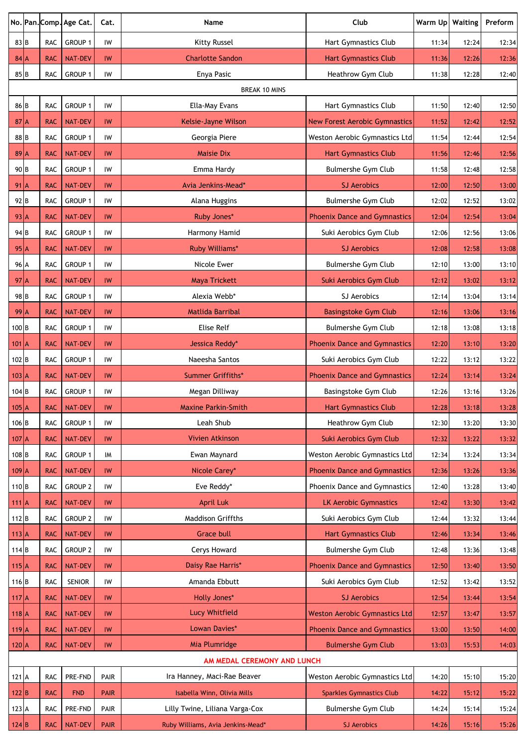| No. | Pan. | Comp. | Age Cat. | Cat. | Name | Club | Warm Up | Waiting | Preform |
|---|---|---|---|---|---|---|---|---|---|
| 83 | B | RAC | GROUP 1 | IW | Kitty Russel | Hart Gymnastics Club | 11:34 | 12:24 | 12:34 |
| 84 | A | RAC | NAT-DEV | IW | Charlotte Sandon | Hart Gymnastics Club | 11:36 | 12:26 | 12:36 |
| 85 | B | RAC | GROUP 1 | IW | Enya Pasic | Heathrow Gym Club | 11:38 | 12:28 | 12:40 |
| BREAK 10 MINS | | | | | | | | | |
| 86 | B | RAC | GROUP 1 | IW | Ella-May Evans | Hart Gymnastics Club | 11:50 | 12:40 | 12:50 |
| 87 | A | RAC | NAT-DEV | IW | Kelsie-Jayne Wilson | New Forest Aerobic Gymnastics | 11:52 | 12:42 | 12:52 |
| 88 | B | RAC | GROUP 1 | IW | Georgia Piere | Weston Aerobic Gymnastics Ltd | 11:54 | 12:44 | 12:54 |
| 89 | A | RAC | NAT-DEV | IW | Maisie Dix | Hart Gymnastics Club | 11:56 | 12:46 | 12:56 |
| 90 | B | RAC | GROUP 1 | IW | Emma Hardy | Bulmershe Gym Club | 11:58 | 12:48 | 12:58 |
| 91 | A | RAC | NAT-DEV | IW | Avia Jenkins-Mead* | SJ Aerobics | 12:00 | 12:50 | 13:00 |
| 92 | B | RAC | GROUP 1 | IW | Alana Huggins | Bulmershe Gym Club | 12:02 | 12:52 | 13:02 |
| 93 | A | RAC | NAT-DEV | IW | Ruby Jones* | Phoenix Dance and Gymnastics | 12:04 | 12:54 | 13:04 |
| 94 | B | RAC | GROUP 1 | IW | Harmony Hamid | Suki Aerobics Gym Club | 12:06 | 12:56 | 13:06 |
| 95 | A | RAC | NAT-DEV | IW | Ruby Williams* | SJ Aerobics | 12:08 | 12:58 | 13:08 |
| 96 | A | RAC | GROUP 1 | IW | Nicole Ewer | Bulmershe Gym Club | 12:10 | 13:00 | 13:10 |
| 97 | A | RAC | NAT-DEV | IW | Maya Trickett | Suki Aerobics Gym Club | 12:12 | 13:02 | 13:12 |
| 98 | B | RAC | GROUP 1 | IW | Alexia Webb* | SJ Aerobics | 12:14 | 13:04 | 13:14 |
| 99 | A | RAC | NAT-DEV | IW | Matlida Barribal | Basingstoke Gym Club | 12:16 | 13:06 | 13:16 |
| 100 | B | RAC | GROUP 1 | IW | Elise Relf | Bulmershe Gym Club | 12:18 | 13:08 | 13:18 |
| 101 | A | RAC | NAT-DEV | IW | Jessica Reddy* | Phoenix Dance and Gymnastics | 12:20 | 13:10 | 13:20 |
| 102 | B | RAC | GROUP 1 | IW | Naeesha Santos | Suki Aerobics Gym Club | 12:22 | 13:12 | 13:22 |
| 103 | A | RAC | NAT-DEV | IW | Summer Griffiths* | Phoenix Dance and Gymnastics | 12:24 | 13:14 | 13:24 |
| 104 | B | RAC | GROUP 1 | IW | Megan Dilliway | Basingstoke Gym Club | 12:26 | 13:16 | 13:26 |
| 105 | A | RAC | NAT-DEV | IW | Maxine Parkin-Smith | Hart Gymnastics Club | 12:28 | 13:18 | 13:28 |
| 106 | B | RAC | GROUP 1 | IW | Leah Shub | Heathrow Gym Club | 12:30 | 13:20 | 13:30 |
| 107 | A | RAC | NAT-DEV | IW | Vivien Atkinson | Suki Aerobics Gym Club | 12:32 | 13:22 | 13:32 |
| 108 | B | RAC | GROUP 1 | IM | Ewan Maynard | Weston Aerobic Gymnastics Ltd | 12:34 | 13:24 | 13:34 |
| 109 | A | RAC | NAT-DEV | IW | Nicole Carey* | Phoenix Dance and Gymnastics | 12:36 | 13:26 | 13:36 |
| 110 | B | RAC | GROUP 2 | IW | Eve Reddy* | Phoenix Dance and Gymnastics | 12:40 | 13:28 | 13:40 |
| 111 | A | RAC | NAT-DEV | IW | April Luk | LK Aerobic Gymnastics | 12:42 | 13:30 | 13:42 |
| 112 | B | RAC | GROUP 2 | IW | Maddison Griffths | Suki Aerobics Gym Club | 12:44 | 13:32 | 13:44 |
| 113 | A | RAC | NAT-DEV | IW | Grace bull | Hart Gymnastics Club | 12:46 | 13:34 | 13:46 |
| 114 | B | RAC | GROUP 2 | IW | Cerys Howard | Bulmershe Gym Club | 12:48 | 13:36 | 13:48 |
| 115 | A | RAC | NAT-DEV | IW | Daisy Rae Harris* | Phoenix Dance and Gymnastics | 12:50 | 13:40 | 13:50 |
| 116 | B | RAC | SENIOR | IW | Amanda Ebbutt | Suki Aerobics Gym Club | 12:52 | 13:42 | 13:52 |
| 117 | A | RAC | NAT-DEV | IW | Holly Jones* | SJ Aerobics | 12:54 | 13:44 | 13:54 |
| 118 | A | RAC | NAT-DEV | IW | Lucy Whitfield | Weston Aerobic Gymnastics Ltd | 12:57 | 13:47 | 13:57 |
| 119 | A | RAC | NAT-DEV | IW | Lowan Davies* | Phoenix Dance and Gymnastics | 13:00 | 13:50 | 14:00 |
| 120 | A | RAC | NAT-DEV | IW | Mia Plumridge | Bulmershe Gym Club | 13:03 | 15:53 | 14:03 |
| AM MEDAL CEREMONY AND LUNCH | | | | | | | | | |
| 121 | A | RAC | PRE-FND | PAIR | Ira Hanney, Maci-Rae Beaver | Weston Aerobic Gymnastics Ltd | 14:20 | 15:10 | 15:20 |
| 122 | B | RAC | FND | PAIR | Isabella Winn, Olivia Mills | Sparkles Gymnastics Club | 14:22 | 15:12 | 15:22 |
| 123 | A | RAC | PRE-FND | PAIR | Lilly Twine, Liliana Varga-Cox | Bulmershe Gym Club | 14:24 | 15:14 | 15:24 |
| 124 | B | RAC | NAT-DEV | PAIR | Ruby Williams, Avia Jenkins-Mead* | SJ Aerobics | 14:26 | 15:16 | 15:26 |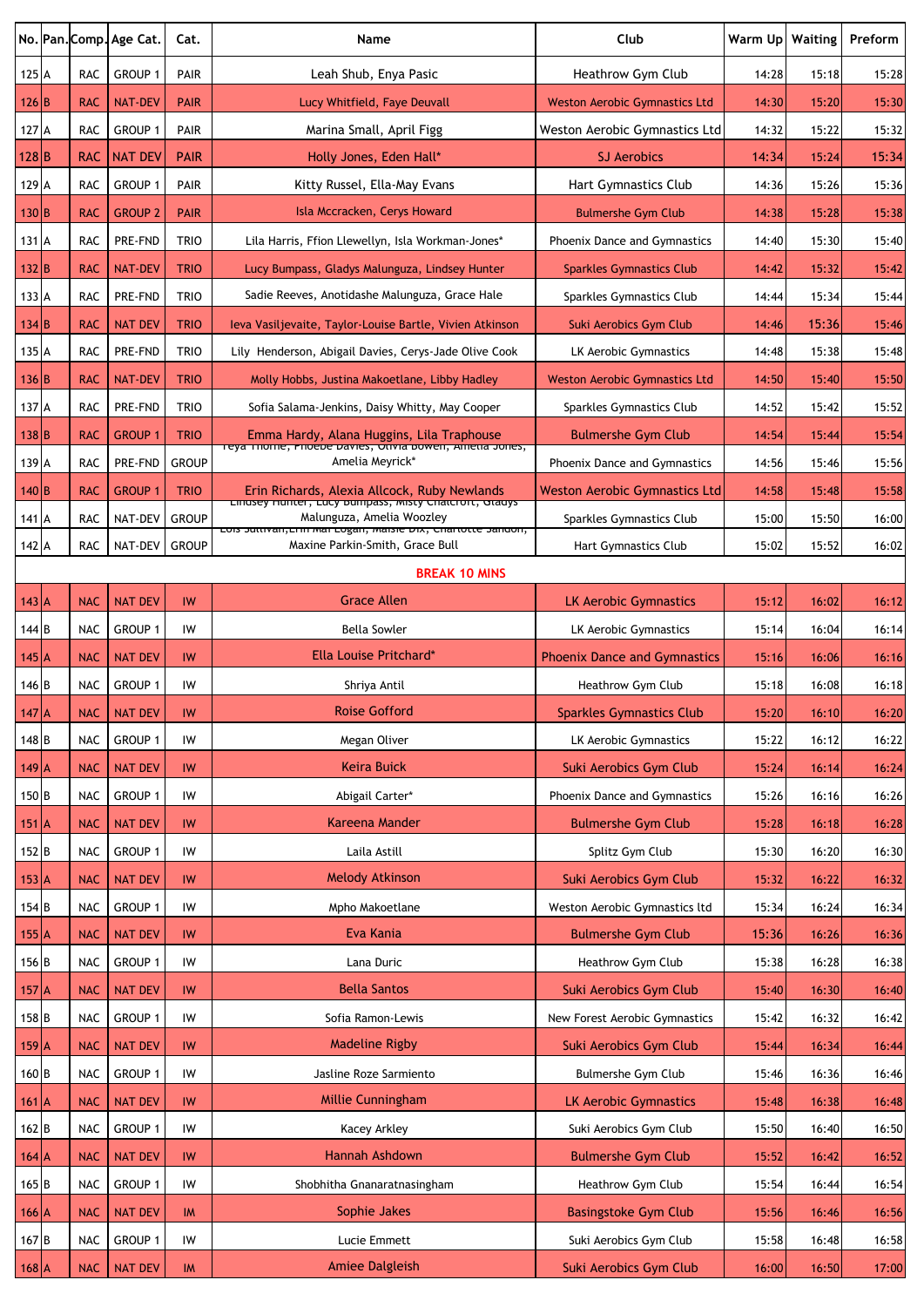| No. | Pan. | Comp. | Age Cat. | Cat. | Name | Club | Warm Up | Waiting | Preform |
|---|---|---|---|---|---|---|---|---|---|
| 125 | A | RAC | GROUP 1 | PAIR | Leah Shub, Enya Pasic | Heathrow Gym Club | 14:28 | 15:18 | 15:28 |
| 126 | B | RAC | NAT-DEV | PAIR | Lucy Whitfield, Faye Deuvall | Weston Aerobic Gymnastics Ltd | 14:30 | 15:20 | 15:30 |
| 127 | A | RAC | GROUP 1 | PAIR | Marina Small, April Figg | Weston Aerobic Gymnastics Ltd | 14:32 | 15:22 | 15:32 |
| 128 | B | RAC | NAT DEV | PAIR | Holly Jones, Eden Hall* | SJ Aerobics | 14:34 | 15:24 | 15:34 |
| 129 | A | RAC | GROUP 1 | PAIR | Kitty Russel, Ella-May Evans | Hart Gymnastics Club | 14:36 | 15:26 | 15:36 |
| 130 | B | RAC | GROUP 2 | PAIR | Isla Mccracken, Cerys Howard | Bulmershe Gym Club | 14:38 | 15:28 | 15:38 |
| 131 | A | RAC | PRE-FND | TRIO | Lila Harris, Ffion Llewellyn, Isla Workman-Jones* | Phoenix Dance and Gymnastics | 14:40 | 15:30 | 15:40 |
| 132 | B | RAC | NAT-DEV | TRIO | Lucy Bumpass, Gladys Malunguza, Lindsey Hunter | Sparkles Gymnastics Club | 14:42 | 15:32 | 15:42 |
| 133 | A | RAC | PRE-FND | TRIO | Sadie Reeves, Anotidashe Malunguza, Grace Hale | Sparkles Gymnastics Club | 14:44 | 15:34 | 15:44 |
| 134 | B | RAC | NAT DEV | TRIO | Ieva Vasiljevaite, Taylor-Louise Bartle, Vivien Atkinson | Suki Aerobics Gym Club | 14:46 | 15:36 | 15:46 |
| 135 | A | RAC | PRE-FND | TRIO | Lily Henderson, Abigail Davies, Cerys-Jade Olive Cook | LK Aerobic Gymnastics | 14:48 | 15:38 | 15:48 |
| 136 | B | RAC | NAT-DEV | TRIO | Molly Hobbs, Justina Makoetlane, Libby Hadley | Weston Aerobic Gymnastics Ltd | 14:50 | 15:40 | 15:50 |
| 137 | A | RAC | PRE-FND | TRIO | Sofia Salama-Jenkins, Daisy Whitty, May Cooper | Sparkles Gymnastics Club | 14:52 | 15:42 | 15:52 |
| 138 | B | RAC | GROUP 1 | TRIO | Emma Hardy, Alana Huggins, Lila Traphouse | Bulmershe Gym Club | 14:54 | 15:44 | 15:54 |
| 139 | A | RAC | PRE-FND | GROUP | Teya Thorne, Phoebe Davies, Olivia Bowen, Amelia Jones, Amelia Meyrick* | Phoenix Dance and Gymnastics | 14:56 | 15:46 | 15:56 |
| 140 | B | RAC | GROUP 1 | TRIO | Erin Richards, Alexia Allcock, Ruby Newlands | Weston Aerobic Gymnastics Ltd | 14:58 | 15:48 | 15:58 |
| 141 | A | RAC | NAT-DEV | GROUP | Lindsey Hunter, Lucy Bumpass, Misty Chalcroft, Gladys Malunguza, Amelia Woozley | Sparkles Gymnastics Club | 15:00 | 15:50 | 16:00 |
| 142 | A | RAC | NAT-DEV | GROUP | Lois Sullivan, Erin Mai Logan, Maisie Dix, Charlotte Sandon, Maxine Parkin-Smith, Grace Bull | Hart Gymnastics Club | 15:02 | 15:52 | 16:02 |
| | | | | | **BREAK 10 MINS** | | | | |
| 143 | A | NAC | NAT DEV | IW | Grace Allen | LK Aerobic Gymnastics | 15:12 | 16:02 | 16:12 |
| 144 | B | NAC | GROUP 1 | IW | Bella Sowler | LK Aerobic Gymnastics | 15:14 | 16:04 | 16:14 |
| 145 | A | NAC | NAT DEV | IW | Ella Louise Pritchard* | Phoenix Dance and Gymnastics | 15:16 | 16:06 | 16:16 |
| 146 | B | NAC | GROUP 1 | IW | Shriya Antil | Heathrow Gym Club | 15:18 | 16:08 | 16:18 |
| 147 | A | NAC | NAT DEV | IW | Roise Gofford | Sparkles Gymnastics Club | 15:20 | 16:10 | 16:20 |
| 148 | B | NAC | GROUP 1 | IW | Megan Oliver | LK Aerobic Gymnastics | 15:22 | 16:12 | 16:22 |
| 149 | A | NAC | NAT DEV | IW | Keira Buick | Suki Aerobics Gym Club | 15:24 | 16:14 | 16:24 |
| 150 | B | NAC | GROUP 1 | IW | Abigail Carter* | Phoenix Dance and Gymnastics | 15:26 | 16:16 | 16:26 |
| 151 | A | NAC | NAT DEV | IW | Kareena Mander | Bulmershe Gym Club | 15:28 | 16:18 | 16:28 |
| 152 | B | NAC | GROUP 1 | IW | Laila Astill | Splitz Gym Club | 15:30 | 16:20 | 16:30 |
| 153 | A | NAC | NAT DEV | IW | Melody Atkinson | Suki Aerobics Gym Club | 15:32 | 16:22 | 16:32 |
| 154 | B | NAC | GROUP 1 | IW | Mpho Makoetlane | Weston Aerobic Gymnastics ltd | 15:34 | 16:24 | 16:34 |
| 155 | A | NAC | NAT DEV | IW | Eva Kania | Bulmershe Gym Club | 15:36 | 16:26 | 16:36 |
| 156 | B | NAC | GROUP 1 | IW | Lana Duric | Heathrow Gym Club | 15:38 | 16:28 | 16:38 |
| 157 | A | NAC | NAT DEV | IW | Bella Santos | Suki Aerobics Gym Club | 15:40 | 16:30 | 16:40 |
| 158 | B | NAC | GROUP 1 | IW | Sofia Ramon-Lewis | New Forest Aerobic Gymnastics | 15:42 | 16:32 | 16:42 |
| 159 | A | NAC | NAT DEV | IW | Madeline Rigby | Suki Aerobics Gym Club | 15:44 | 16:34 | 16:44 |
| 160 | B | NAC | GROUP 1 | IW | Jasline Roze Sarmiento | Bulmershe Gym Club | 15:46 | 16:36 | 16:46 |
| 161 | A | NAC | NAT DEV | IW | Millie Cunningham | LK Aerobic Gymnastics | 15:48 | 16:38 | 16:48 |
| 162 | B | NAC | GROUP 1 | IW | Kacey Arkley | Suki Aerobics Gym Club | 15:50 | 16:40 | 16:50 |
| 164 | A | NAC | NAT DEV | IW | Hannah Ashdown | Bulmershe Gym Club | 15:52 | 16:42 | 16:52 |
| 165 | B | NAC | GROUP 1 | IW | Shobhitha Gnanaratnasingham | Heathrow Gym Club | 15:54 | 16:44 | 16:54 |
| 166 | A | NAC | NAT DEV | IM | Sophie Jakes | Basingstoke Gym Club | 15:56 | 16:46 | 16:56 |
| 167 | B | NAC | GROUP 1 | IW | Lucie Emmett | Suki Aerobics Gym Club | 15:58 | 16:48 | 16:58 |
| 168 | A | NAC | NAT DEV | IM | Amiee Dalgleish | Suki Aerobics Gym Club | 16:00 | 16:50 | 17:00 |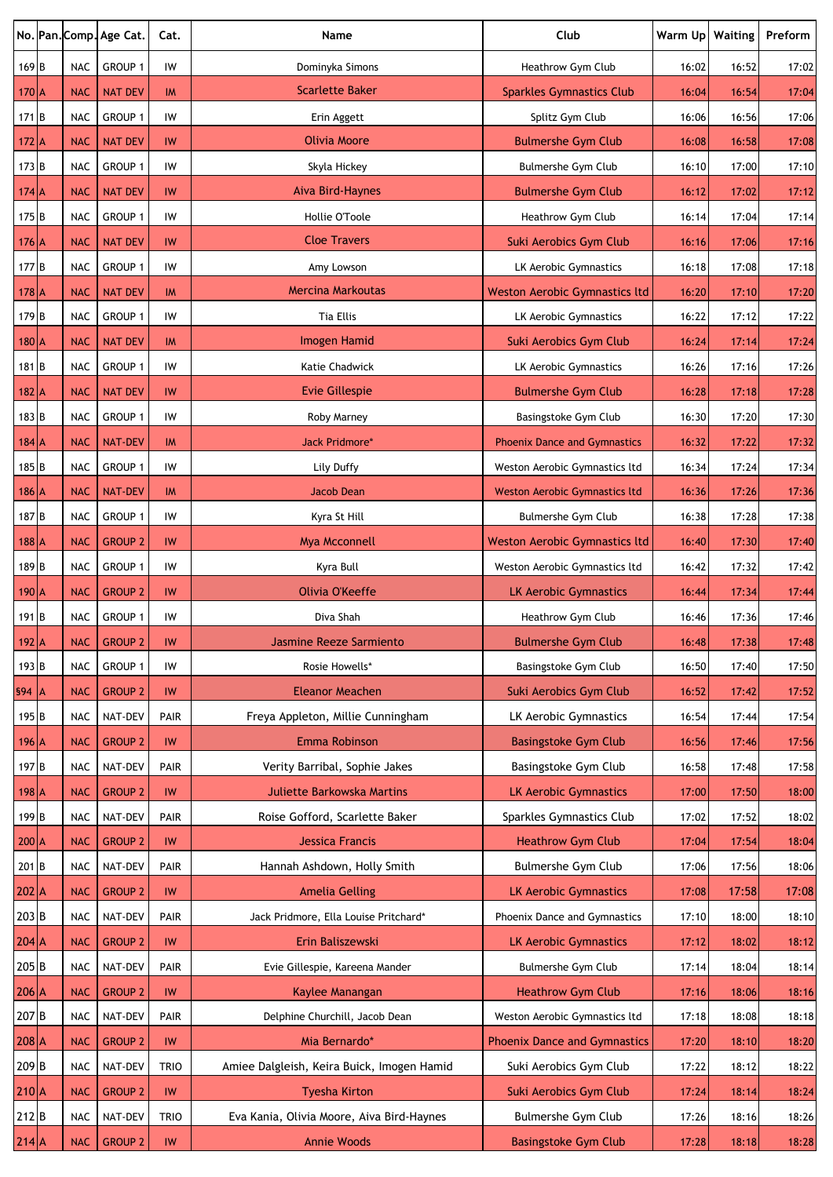| No. | Pan. | Comp. | Age Cat. | Cat. | Name | Club | Warm Up | Waiting | Preform |
|---|---|---|---|---|---|---|---|---|---|
| 169 | B | NAC | GROUP 1 | IW | Dominyka Simons | Heathrow Gym Club | 16:02 | 16:52 | 17:02 |
| 170 | A | NAC | NAT DEV | IM | Scarlette Baker | Sparkles Gymnastics Club | 16:04 | 16:54 | 17:04 |
| 171 | B | NAC | GROUP 1 | IW | Erin Aggett | Splitz Gym Club | 16:06 | 16:56 | 17:06 |
| 172 | A | NAC | NAT DEV | IW | Olivia Moore | Bulmershe Gym Club | 16:08 | 16:58 | 17:08 |
| 173 | B | NAC | GROUP 1 | IW | Skyla Hickey | Bulmershe Gym Club | 16:10 | 17:00 | 17:10 |
| 174 | A | NAC | NAT DEV | IW | Aiva Bird-Haynes | Bulmershe Gym Club | 16:12 | 17:02 | 17:12 |
| 175 | B | NAC | GROUP 1 | IW | Hollie O'Toole | Heathrow Gym Club | 16:14 | 17:04 | 17:14 |
| 176 | A | NAC | NAT DEV | IW | Cloe Travers | Suki Aerobics Gym Club | 16:16 | 17:06 | 17:16 |
| 177 | B | NAC | GROUP 1 | IW | Amy Lowson | LK Aerobic Gymnastics | 16:18 | 17:08 | 17:18 |
| 178 | A | NAC | NAT DEV | IM | Mercina Markoutas | Weston Aerobic Gymnastics ltd | 16:20 | 17:10 | 17:20 |
| 179 | B | NAC | GROUP 1 | IW | Tia Ellis | LK Aerobic Gymnastics | 16:22 | 17:12 | 17:22 |
| 180 | A | NAC | NAT DEV | IM | Imogen Hamid | Suki Aerobics Gym Club | 16:24 | 17:14 | 17:24 |
| 181 | B | NAC | GROUP 1 | IW | Katie Chadwick | LK Aerobic Gymnastics | 16:26 | 17:16 | 17:26 |
| 182 | A | NAC | NAT DEV | IW | Evie Gillespie | Bulmershe Gym Club | 16:28 | 17:18 | 17:28 |
| 183 | B | NAC | GROUP 1 | IW | Roby Marney | Basingstoke Gym Club | 16:30 | 17:20 | 17:30 |
| 184 | A | NAC | NAT-DEV | IM | Jack Pridmore* | Phoenix Dance and Gymnastics | 16:32 | 17:22 | 17:32 |
| 185 | B | NAC | GROUP 1 | IW | Lily Duffy | Weston Aerobic Gymnastics ltd | 16:34 | 17:24 | 17:34 |
| 186 | A | NAC | NAT-DEV | IM | Jacob Dean | Weston Aerobic Gymnastics ltd | 16:36 | 17:26 | 17:36 |
| 187 | B | NAC | GROUP 1 | IW | Kyra St Hill | Bulmershe Gym Club | 16:38 | 17:28 | 17:38 |
| 188 | A | NAC | GROUP 2 | IW | Mya Mcconnell | Weston Aerobic Gymnastics ltd | 16:40 | 17:30 | 17:40 |
| 189 | B | NAC | GROUP 1 | IW | Kyra Bull | Weston Aerobic Gymnastics ltd | 16:42 | 17:32 | 17:42 |
| 190 | A | NAC | GROUP 2 | IW | Olivia O'Keeffe | LK Aerobic Gymnastics | 16:44 | 17:34 | 17:44 |
| 191 | B | NAC | GROUP 1 | IW | Diva Shah | Heathrow Gym Club | 16:46 | 17:36 | 17:46 |
| 192 | A | NAC | GROUP 2 | IW | Jasmine Reeze Sarmiento | Bulmershe Gym Club | 16:48 | 17:38 | 17:48 |
| 193 | B | NAC | GROUP 1 | IW | Rosie Howells* | Basingstoke Gym Club | 16:50 | 17:40 | 17:50 |
| §94 | A | NAC | GROUP 2 | IW | Eleanor Meachen | Suki Aerobics Gym Club | 16:52 | 17:42 | 17:52 |
| 195 | B | NAC | NAT-DEV | PAIR | Freya Appleton, Millie Cunningham | LK Aerobic Gymnastics | 16:54 | 17:44 | 17:54 |
| 196 | A | NAC | GROUP 2 | IW | Emma Robinson | Basingstoke Gym Club | 16:56 | 17:46 | 17:56 |
| 197 | B | NAC | NAT-DEV | PAIR | Verity Barribal, Sophie Jakes | Basingstoke Gym Club | 16:58 | 17:48 | 17:58 |
| 198 | A | NAC | GROUP 2 | IW | Juliette Barkowska Martins | LK Aerobic Gymnastics | 17:00 | 17:50 | 18:00 |
| 199 | B | NAC | NAT-DEV | PAIR | Roise Gofford, Scarlette Baker | Sparkles Gymnastics Club | 17:02 | 17:52 | 18:02 |
| 200 | A | NAC | GROUP 2 | IW | Jessica Francis | Heathrow Gym Club | 17:04 | 17:54 | 18:04 |
| 201 | B | NAC | NAT-DEV | PAIR | Hannah Ashdown, Holly Smith | Bulmershe Gym Club | 17:06 | 17:56 | 18:06 |
| 202 | A | NAC | GROUP 2 | IW | Amelia Gelling | LK Aerobic Gymnastics | 17:08 | 17:58 | 17:08 |
| 203 | B | NAC | NAT-DEV | PAIR | Jack Pridmore, Ella Louise Pritchard* | Phoenix Dance and Gymnastics | 17:10 | 18:00 | 18:10 |
| 204 | A | NAC | GROUP 2 | IW | Erin Baliszewski | LK Aerobic Gymnastics | 17:12 | 18:02 | 18:12 |
| 205 | B | NAC | NAT-DEV | PAIR | Evie Gillespie, Kareena Mander | Bulmershe Gym Club | 17:14 | 18:04 | 18:14 |
| 206 | A | NAC | GROUP 2 | IW | Kaylee Manangan | Heathrow Gym Club | 17:16 | 18:06 | 18:16 |
| 207 | B | NAC | NAT-DEV | PAIR | Delphine Churchill, Jacob Dean | Weston Aerobic Gymnastics ltd | 17:18 | 18:08 | 18:18 |
| 208 | A | NAC | GROUP 2 | IW | Mia Bernardo* | Phoenix Dance and Gymnastics | 17:20 | 18:10 | 18:20 |
| 209 | B | NAC | NAT-DEV | TRIO | Amiee Dalgleish, Keira Buick, Imogen Hamid | Suki Aerobics Gym Club | 17:22 | 18:12 | 18:22 |
| 210 | A | NAC | GROUP 2 | IW | Tyesha Kirton | Suki Aerobics Gym Club | 17:24 | 18:14 | 18:24 |
| 212 | B | NAC | NAT-DEV | TRIO | Eva Kania, Olivia Moore, Aiva Bird-Haynes | Bulmershe Gym Club | 17:26 | 18:16 | 18:26 |
| 214 | A | NAC | GROUP 2 | IW | Annie Woods | Basingstoke Gym Club | 17:28 | 18:18 | 18:28 |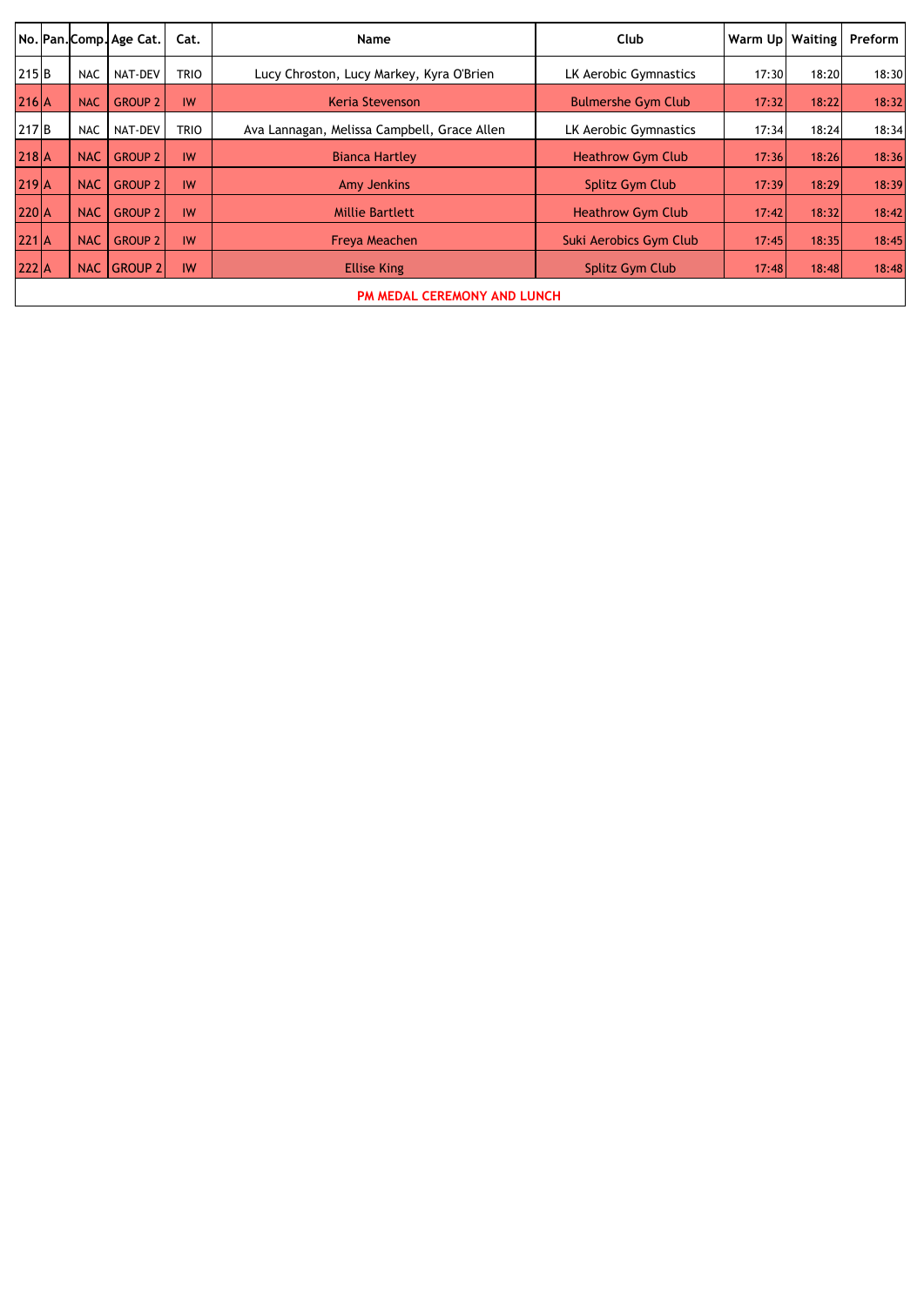| No. | Pan. | Comp. | Age Cat. | Cat. | Name | Club | Warm Up | Waiting | Preform |
|---|---|---|---|---|---|---|---|---|---|
| 215 | B | NAC | NAT-DEV | TRIO | Lucy Chroston, Lucy Markey, Kyra O'Brien | LK Aerobic Gymnastics | 17:30 | 18:20 | 18:30 |
| 216 | A | NAC | GROUP 2 | IW | Keria Stevenson | Bulmershe Gym Club | 17:32 | 18:22 | 18:32 |
| 217 | B | NAC | NAT-DEV | TRIO | Ava Lannagan, Melissa Campbell, Grace Allen | LK Aerobic Gymnastics | 17:34 | 18:24 | 18:34 |
| 218 | A | NAC | GROUP 2 | IW | Bianca Hartley | Heathrow Gym Club | 17:36 | 18:26 | 18:36 |
| 219 | A | NAC | GROUP 2 | IW | Amy Jenkins | Splitz Gym Club | 17:39 | 18:29 | 18:39 |
| 220 | A | NAC | GROUP 2 | IW | Millie Bartlett | Heathrow Gym Club | 17:42 | 18:32 | 18:42 |
| 221 | A | NAC | GROUP 2 | IW | Freya Meachen | Suki Aerobics Gym Club | 17:45 | 18:35 | 18:45 |
| 222 | A | NAC | GROUP 2 | IW | Ellise King | Splitz Gym Club | 17:48 | 18:48 | 18:48 |
| PM MEDAL CEREMONY AND LUNCH | | | | | | | | | |